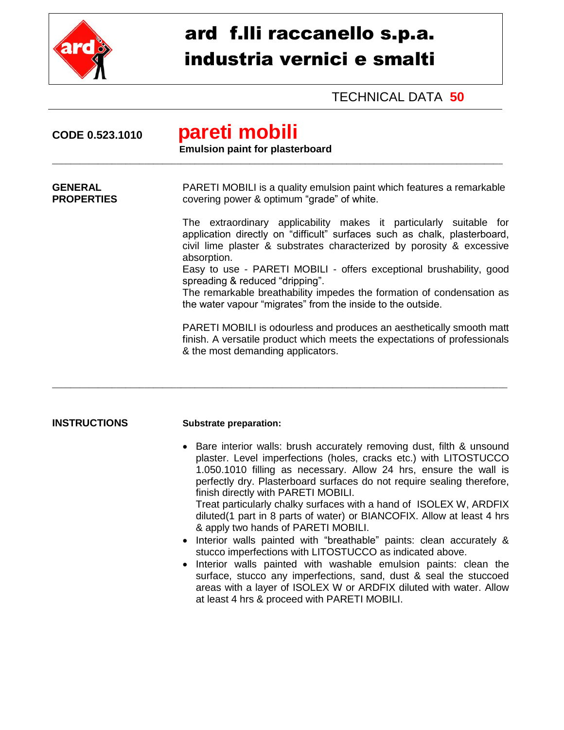# ard f.lli raccanello s.p.a.
# industria vernici e smalti

TECHNICAL DATA **50**

**CODE 0.523.1010**

## pareti mobili

**Emulsion paint for plasterboard**

---

**GENERAL PROPERTIES**

PARETI MOBILI is a quality emulsion paint which features a remarkable covering power & optimum “grade” of white.

The extraordinary applicability makes it particularly suitable for application directly on “difficult” surfaces such as chalk, plasterboard, civil lime plaster & substrates characterized by porosity & excessive absorption.
Easy to use - PARETI MOBILI - offers exceptional brushability, good spreading & reduced “dripping”.
The remarkable breathability impedes the formation of condensation as the water vapour “migrates” from the inside to the outside.

PARETI MOBILI is odourless and produces an aesthetically smooth matt finish. A versatile product which meets the expectations of professionals & the most demanding applicators.

---

**INSTRUCTIONS**

**Substrate preparation:**

- Bare interior walls: brush accurately removing dust, filth & unsound plaster. Level imperfections (holes, cracks etc.) with LITOSTUCCO 1.050.1010 filling as necessary. Allow 24 hrs, ensure the wall is perfectly dry. Plasterboard surfaces do not require sealing therefore, finish directly with PARETI MOBILI.
  Treat particularly chalky surfaces with a hand of ISOLEX W, ARDFIX diluted(1 part in 8 parts of water) or BIANCOFIX. Allow at least 4 hrs & apply two hands of PARETI MOBILI.
- Interior walls painted with “breathable” paints: clean accurately & stucco imperfections with LITOSTUCCO as indicated above.
- Interior walls painted with washable emulsion paints: clean the surface, stucco any imperfections, sand, dust & seal the stuccoed areas with a layer of ISOLEX W or ARDFIX diluted with water. Allow at least 4 hrs & proceed with PARETI MOBILI.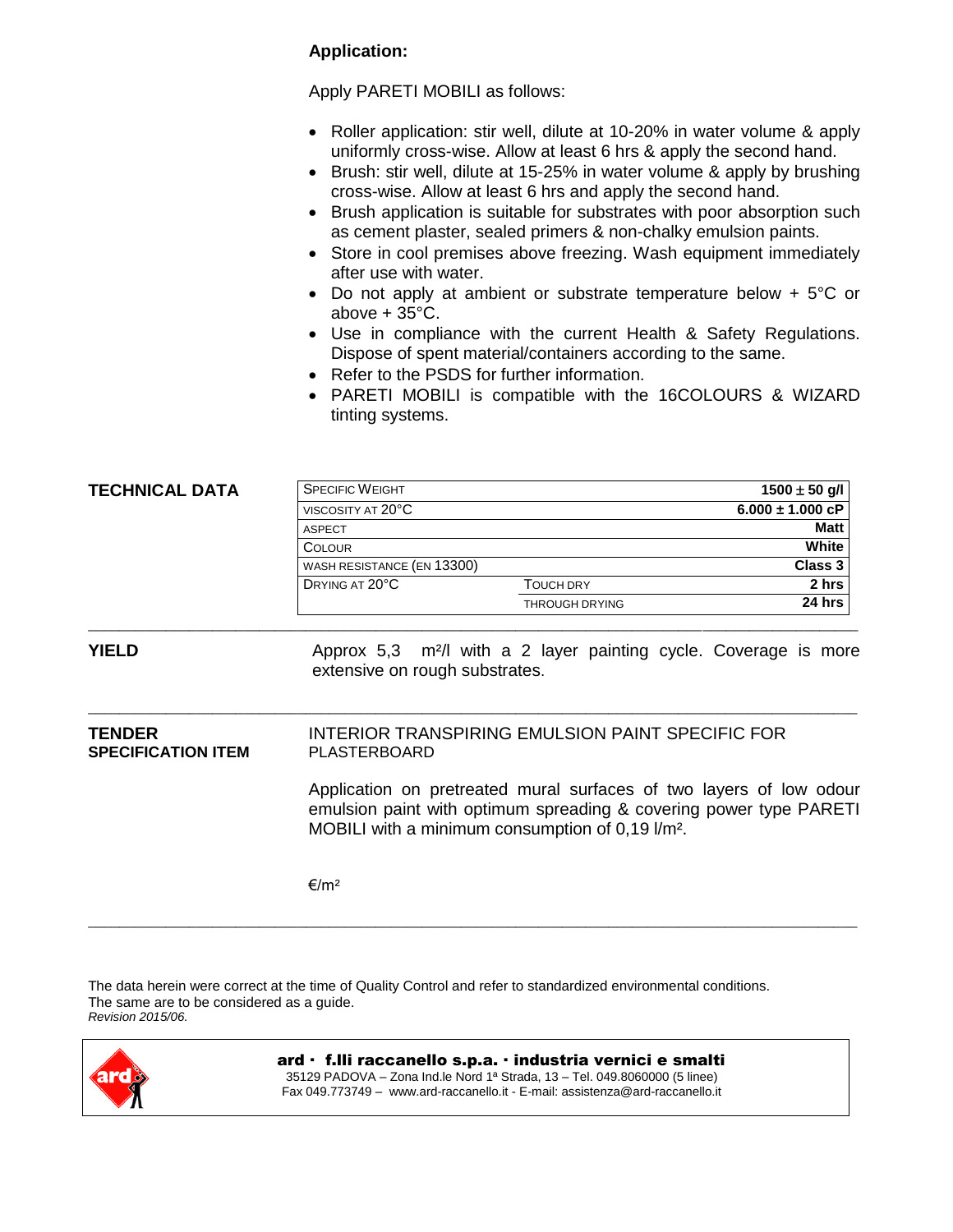**Application:**

Apply PARETI MOBILI as follows:

- Roller application: stir well, dilute at 10-20% in water volume & apply uniformly cross-wise. Allow at least 6 hrs & apply the second hand.
- Brush: stir well, dilute at 15-25% in water volume & apply by brushing cross-wise. Allow at least 6 hrs and apply the second hand.
- Brush application is suitable for substrates with poor absorption such as cement plaster, sealed primers & non-chalky emulsion paints.
- Store in cool premises above freezing. Wash equipment immediately after use with water.
- Do not apply at ambient or substrate temperature below + 5°C or above + 35°C.
- Use in compliance with the current Health & Safety Regulations. Dispose of spent material/containers according to the same.
- Refer to the PSDS for further information.
- PARETI MOBILI is compatible with the 16COLOURS & WIZARD tinting systems.

## TECHNICAL DATA

| | | |
|---|---|---|
| SPECIFIC WEIGHT | | **1500 ± 50 g/l** |
| VISCOSITY AT 20°C | | **6.000 ± 1.000 cP** |
| ASPECT | | **Matt** |
| COLOUR | | **White** |
| WASH RESISTANCE (EN 13300) | | **Class 3** |
| DRYING AT 20°C | TOUCH DRY | **2 hrs** |
| | THROUGH DRYING | **24 hrs** |

## YIELD

Approx 5,3 m²/l with a 2 layer painting cycle. Coverage is more extensive on rough substrates.

## TENDER SPECIFICATION ITEM

INTERIOR TRANSPIRING EMULSION PAINT SPECIFIC FOR PLASTERBOARD

Application on pretreated mural surfaces of two layers of low odour emulsion paint with optimum spreading & covering power type PARETI MOBILI with a minimum consumption of 0,19 l/m².

€/m²

The data herein were correct at the time of Quality Control and refer to standardized environmental conditions.
The same are to be considered as a guide.
*Revision 2015/06.*

**ard · f.lli raccanello s.p.a. · industria vernici e smalti**
35129 PADOVA – Zona Ind.le Nord 1ª Strada, 13 – Tel. 049.8060000 (5 linee)
Fax 049.773749 – www.ard-raccanello.it - E-mail: assistenza@ard-raccanello.it